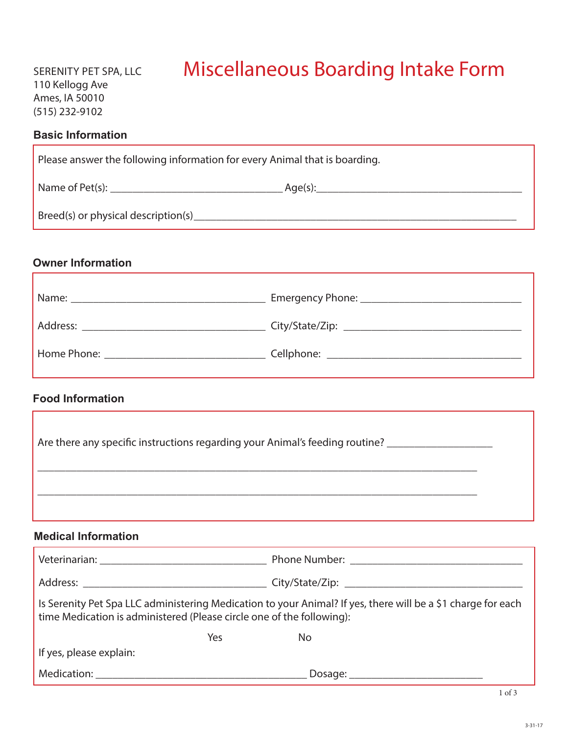SERENITY PET SPA, LLC
110 Kellogg Ave
Ames, IA 50010
(515) 232-9102

# Miscellaneous Boarding Intake Form

## Basic Information

Please answer the following information for every Animal that is boarding.

Name of Pet(s): ______________________________ Age(s):____________________________________

Breed(s) or physical description(s)________________________________________________________

## Owner Information

Name: __________________________________ Emergency Phone: ____________________________

Address: ________________________________ City/State/Zip: ________________________________

Home Phone: _____________________________ Cellphone: __________________________________

## Food Information

Are there any specific instructions regarding your Animal's feeding routine? __________________

_____________________________________________________________________________

_____________________________________________________________________________

## Medical Information

Veterinarian: ______________________________ Phone Number: ______________________________

Address: _________________________________ City/State/Zip: _______________________________

Is Serenity Pet Spa LLC administering Medication to your Animal? If yes, there will be a $1 charge for each time Medication is administered (Please circle one of the following):

Yes No

If yes, please explain:

Medication: _____________________________________ Dosage: _______________________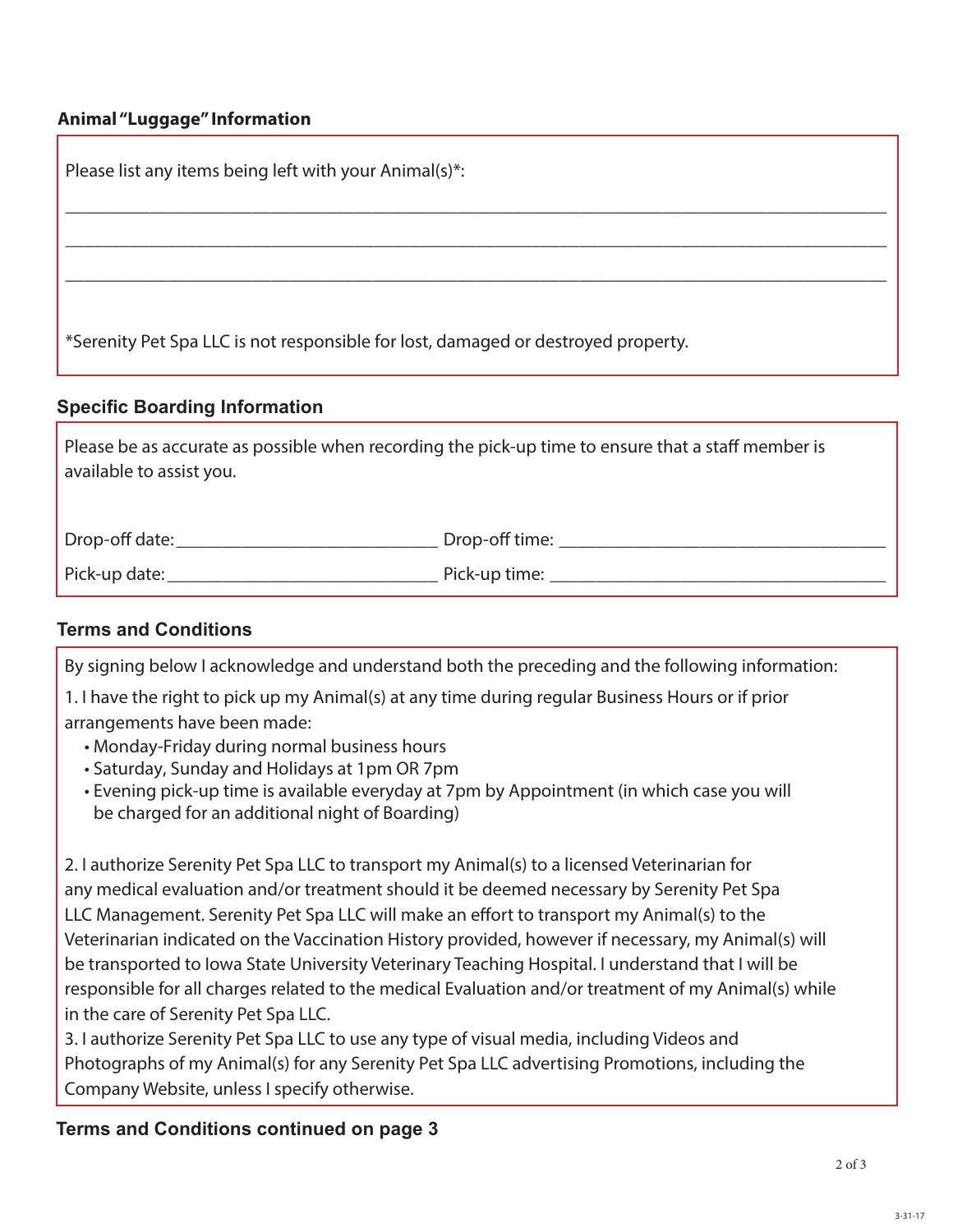### Animal "Luggage" Information

Please list any items being left with your Animal(s)*:

\_\_\_\_\_\_\_\_\_\_\_\_\_\_\_\_\_\_\_\_\_\_\_\_\_\_\_\_\_\_\_\_\_\_\_\_\_\_\_\_\_\_\_\_\_\_\_\_\_\_\_\_\_\_\_\_\_\_\_\_\_\_\_\_\_\_\_\_\_\_\_\_\_\_\_\_

\_\_\_\_\_\_\_\_\_\_\_\_\_\_\_\_\_\_\_\_\_\_\_\_\_\_\_\_\_\_\_\_\_\_\_\_\_\_\_\_\_\_\_\_\_\_\_\_\_\_\_\_\_\_\_\_\_\_\_\_\_\_\_\_\_\_\_\_\_\_\_\_\_\_\_\_

\_\_\_\_\_\_\_\_\_\_\_\_\_\_\_\_\_\_\_\_\_\_\_\_\_\_\_\_\_\_\_\_\_\_\_\_\_\_\_\_\_\_\_\_\_\_\_\_\_\_\_\_\_\_\_\_\_\_\_\_\_\_\_\_\_\_\_\_\_\_\_\_\_\_\_\_

*Serenity Pet Spa LLC is not responsible for lost, damaged or destroyed property.

### Specific Boarding Information

Please be as accurate as possible when recording the pick-up time to ensure that a staff member is available to assist you.

Drop-off date: \_\_\_\_\_\_\_\_\_\_\_\_\_\_\_\_\_\_\_\_\_\_\_\_\_\_ Drop-off time: \_\_\_\_\_\_\_\_\_\_\_\_\_\_\_\_\_\_\_\_\_\_\_\_\_\_\_\_\_\_

Pick-up date: \_\_\_\_\_\_\_\_\_\_\_\_\_\_\_\_\_\_\_\_\_\_\_\_\_\_\_ Pick-up time: \_\_\_\_\_\_\_\_\_\_\_\_\_\_\_\_\_\_\_\_\_\_\_\_\_\_\_\_\_\_\_

### Terms and Conditions

By signing below I acknowledge and understand both the preceding and the following information:

1. I have the right to pick up my Animal(s) at any time during regular Business Hours or if prior arrangements have been made:
   - Monday-Friday during normal business hours
   - Saturday, Sunday and Holidays at 1pm OR 7pm
   - Evening pick-up time is available everyday at 7pm by Appointment (in which case you will be charged for an additional night of Boarding)

2. I authorize Serenity Pet Spa LLC to transport my Animal(s) to a licensed Veterinarian for any medical evaluation and/or treatment should it be deemed necessary by Serenity Pet Spa LLC Management. Serenity Pet Spa LLC will make an effort to transport my Animal(s) to the Veterinarian indicated on the Vaccination History provided, however if necessary, my Animal(s) will be transported to Iowa State University Veterinary Teaching Hospital. I understand that I will be responsible for all charges related to the medical Evaluation and/or treatment of my Animal(s) while in the care of Serenity Pet Spa LLC.
3. I authorize Serenity Pet Spa LLC to use any type of visual media, including Videos and Photographs of my Animal(s) for any Serenity Pet Spa LLC advertising Promotions, including the Company Website, unless I specify otherwise.

**Terms and Conditions continued on page 3**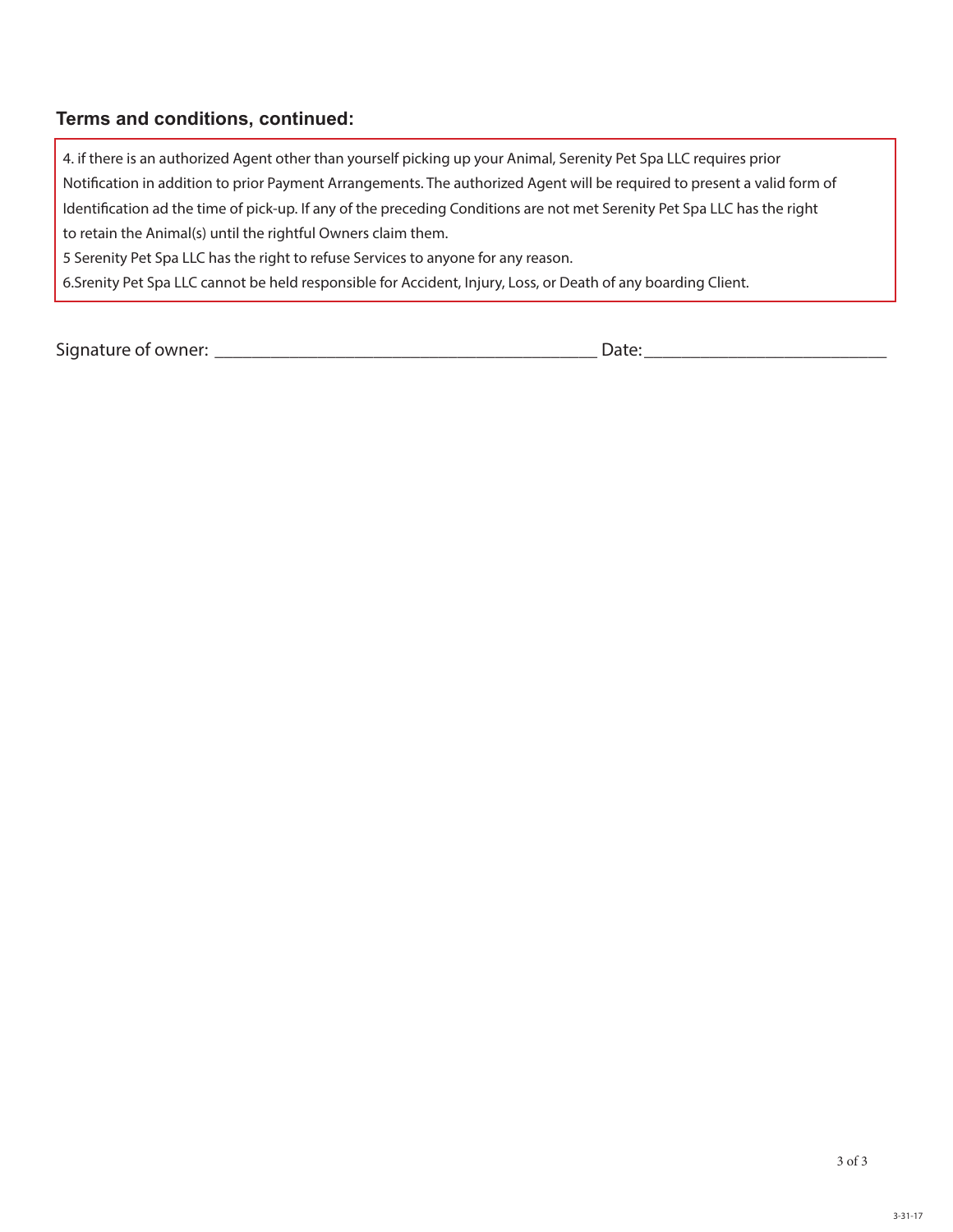### Terms and conditions, continued:

4. if there is an authorized Agent other than yourself picking up your Animal, Serenity Pet Spa LLC requires prior Notification in addition to prior Payment Arrangements. The authorized Agent will be required to present a valid form of Identification ad the time of pick-up. If any of the preceding Conditions are not met Serenity Pet Spa LLC has the right to retain the Animal(s) until the rightful Owners claim them.

5 Serenity Pet Spa LLC has the right to refuse Services to anyone for any reason.

6.Srenity Pet Spa LLC cannot be held responsible for Accident, Injury, Loss, or Death of any boarding Client.

Signature of owner: ________________________________________ Date:__________________________

3-31-17